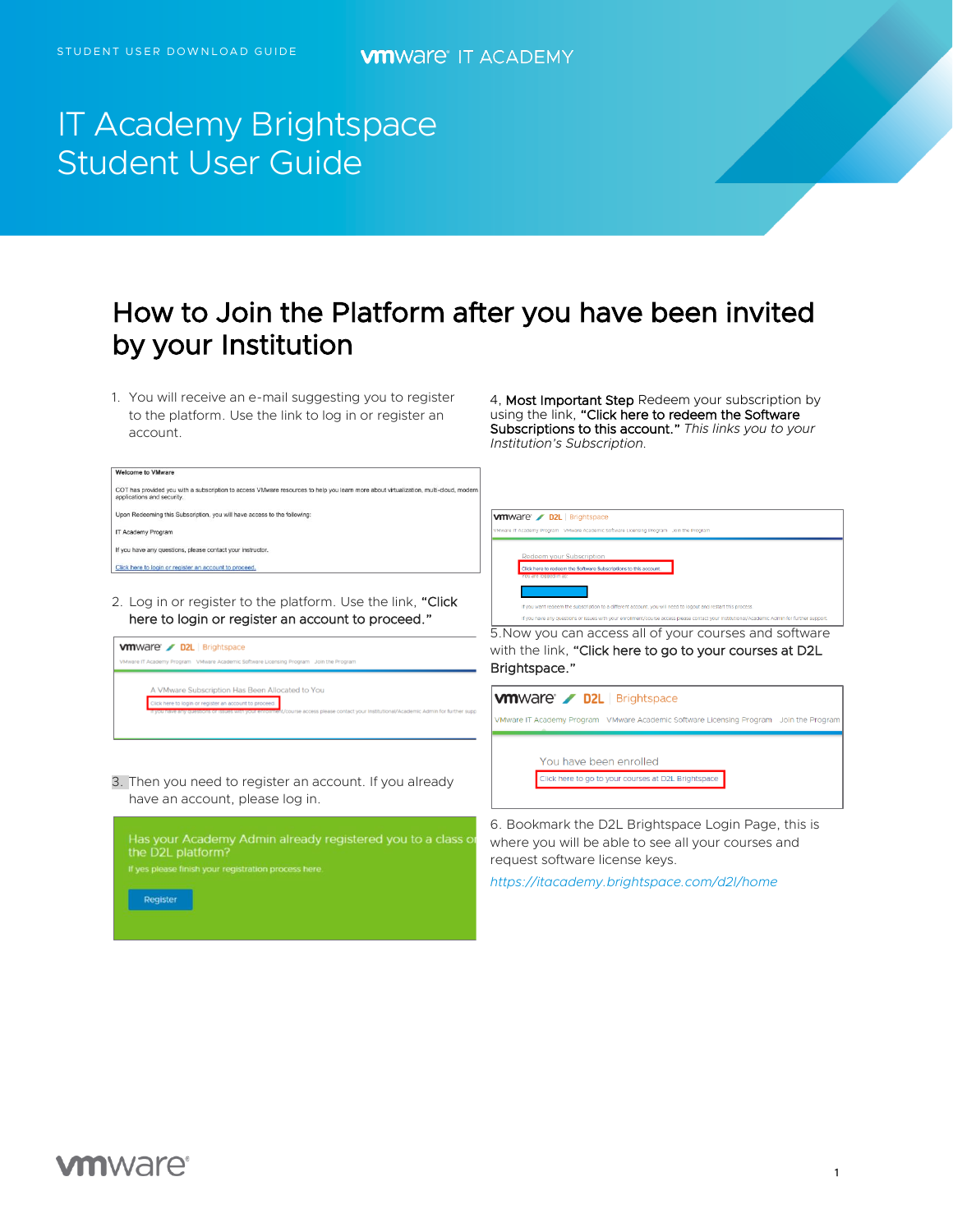STUDENT USER DOWNLOAD GUIDE

vmware IT ACADEMY

# IT Academy Brightspace Student User Guide

## How to Join the Platform after you have been invited by your Institution

1. You will receive an e-mail suggesting you to register to the platform. Use the link to log in or register an account.

Welcome to VMware

COT has provided you with a subscription to access VMware resources to help you learn more about virtualization, multi-cloud, modern applications and security.

Upon Redeeming this Subscription, you will have access to the following:

IT Academy Program

If you have any questions, please contact your instructor.

Click here to login or register an account to proceed.

2. Log in or register to the platform. Use the link, **"Click here to login or register an account to proceed."**

A VMware Subscription Has Been Allocated to You

Click here to login or register an account to proceed

3. Then you need to register an account. If you already have an account, please log in.

Has your Academy Admin already registered you to a class on the D2L platform?

If yes please finish your registration process here.

Register

4. **Most Important Step** Redeem your subscription by using the link, **"Click here to redeem the Software Subscriptions to this account."** *This links you to your Institution's Subscription.*

Redeem your Subscription

Click here to redeem the Software Subscriptions to this account.

5. Now you can access all of your courses and software with the link, **"Click here to go to your courses at D2L Brightspace."**

You have been enrolled

Click here to go to your courses at D2L Brightspace

6. Bookmark the D2L Brightspace Login Page, this is where you will be able to see all your courses and request software license keys.

*https://itacademy.brightspace.com/d2l/home*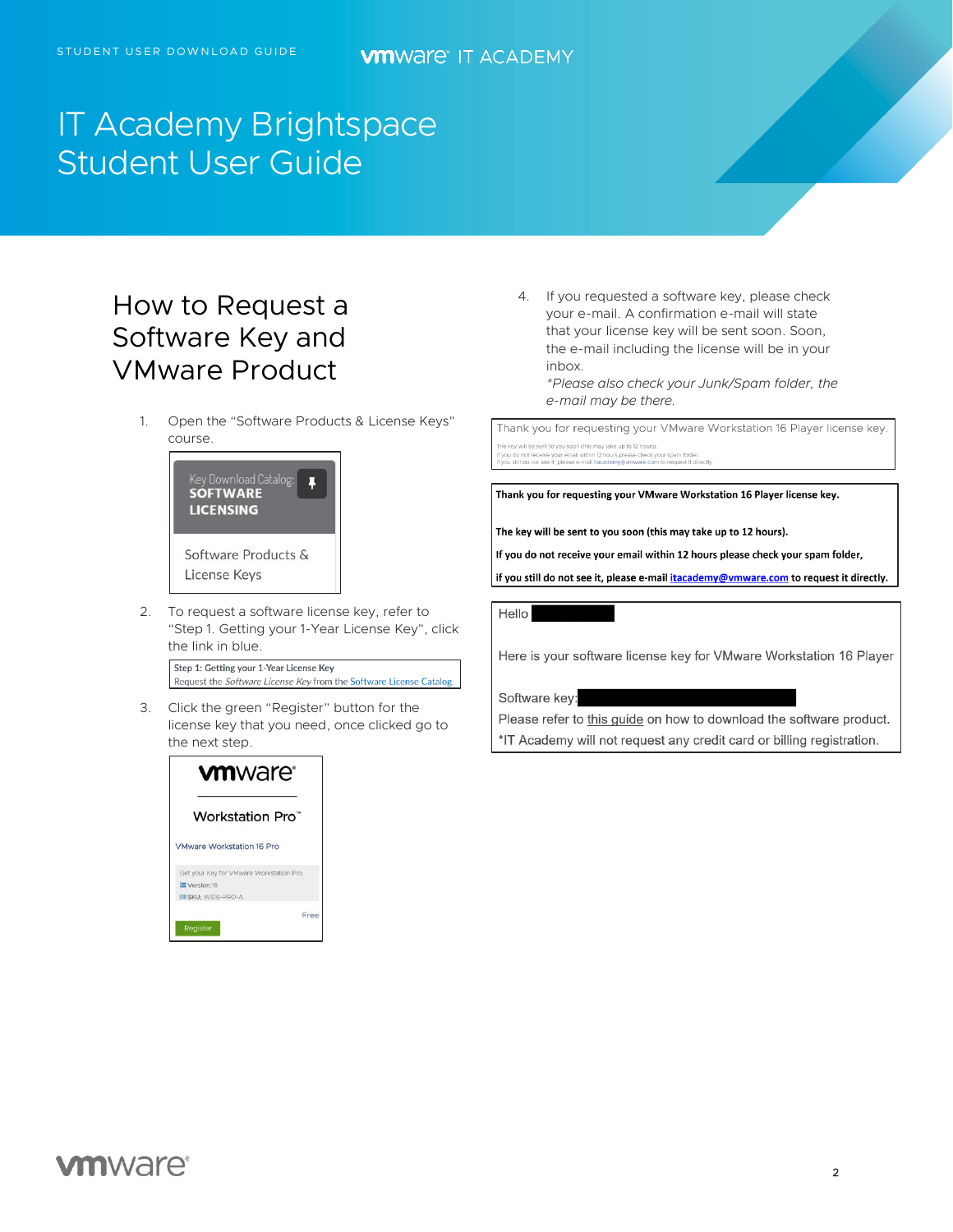# IT Academy Brightspace Student User Guide

## How to Request a Software Key and VMware Product

1. Open the "Software Products & License Keys" course.

   Key Download Catalog: SOFTWARE LICENSING

   Software Products & License Keys

2. To request a software license key, refer to "Step 1. Getting your 1-Year License Key", click the link in blue.

   **Step 1: Getting your 1-Year License Key**
   Request the *Software License Key* from the Software License Catalog.

3. Click the green "Register" button for the license key that you need, once clicked go to the next step.

   vmware
   Workstation Pro™
   VMware Workstation 16 Pro
   Get your Key for VMware Workstation Pro.
   Version:16
   SKU: WS16-PRO-A
   Free
   Register

4. If you requested a software key, please check your e-mail. A confirmation e-mail will state that your license key will be sent soon. Soon, the e-mail including the license will be in your inbox.
   *\*Please also check your Junk/Spam folder, the e-mail may be there.*

**Thank you for requesting your VMware Workstation 16 Player license key.**

**The key will be sent to you soon (this may take up to 12 hours).**

**If you do not receive your email within 12 hours please check your spam folder,**

**if you still do not see it, please e-mail itacademy@vmware.com to request it directly.**

Hello

Here is your software license key for VMware Workstation 16 Player

Software key:

Please refer to this guide on how to download the software product.

*IT Academy will not request any credit card or billing registration.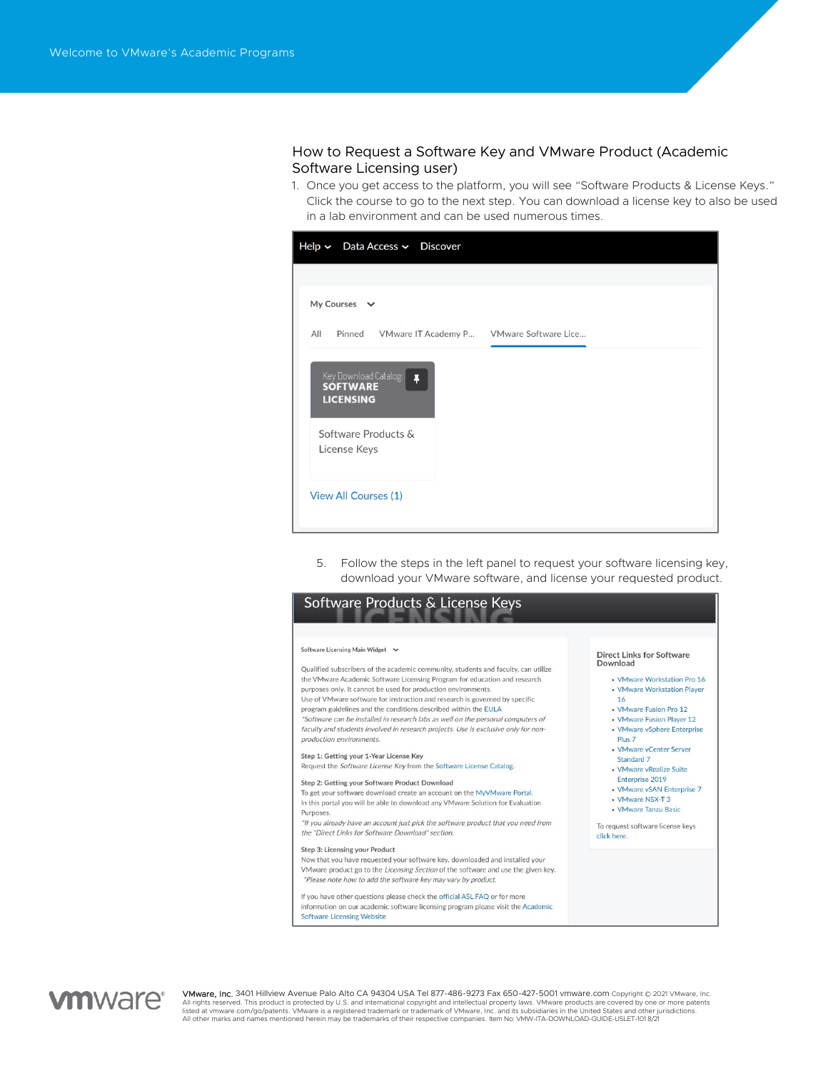## How to Request a Software Key and VMware Product (Academic Software Licensing user)

1. Once you get access to the platform, you will see "Software Products & License Keys." Click the course to go to the next step. You can download a license key to also be used in a lab environment and can be used numerous times.

Help Data Access Discover

My Courses

All Pinned VMware IT Academy P... VMware Software Lice...

Key Download Catalog: SOFTWARE LICENSING

Software Products & License Keys

View All Courses (1)

5. Follow the steps in the left panel to request your software licensing key, download your VMware software, and license your requested product.

Software Products & License Keys

Software Licensing Main Widget

Qualified subscribers of the academic community, students and faculty, can utilize the VMware Academic Software Licensing Program for education and research purposes only. It cannot be used for production environments.
Use of VMware software for instruction and research is governed by specific program guidelines and the conditions described within the EULA
*"Software can be installed in research labs as well on the personal computers of faculty and students involved in research projects. Use is exclusive only for non-production environments.*

Step 1: Getting your 1-Year License Key
Request the *Software License Key* from the Software License Catalog.

Step 2: Getting your Software Product Download
To get your software download create an account on the MyVMware Portal.
In this portal you will be able to download any VMware Solution for Evaluation Purposes.
*"If you already have an account just pick the software product that you need from the "Direct Links for Software Download" section.*

Step 3: Licensing your Product
Now that you have requested your software key, downloaded and installed your VMware product go to the *Licensing Section* of the software and use the given key.
*"Please note how to add the software key may vary by product.*

If you have other questions please check the official ASL FAQ or for more information on our academic software licensing program please visit the Academic Software Licensing Website

Direct Links for Software Download

- VMware Workstation Pro 16
- VMware Workstation Player 16
- VMware Fusion Pro 12
- VMware Fusion Player 12
- VMware vSphere Enterprise Plus 7
- VMware vCenter Server Standard 7
- VMware vRealize Suite Enterprise 2019
- VMware vSAN Enterprise 7
- VMware NSX-T 3
- VMware Tanzu Basic

To request software license keys click here.

**VMware, Inc.** 3401 Hillview Avenue Palo Alto CA 94304 USA Tel 877-486-9273 Fax 650-427-5001 vmware.com Copyright © 2021 VMware, Inc. All rights reserved. This product is protected by U.S. and international copyright and intellectual property laws. VMware products are covered by one or more patents listed at vmware.com/go/patents. VMware is a registered trademark or trademark of VMware, Inc. and its subsidiaries in the United States and other jurisdictions. All other marks and names mentioned herein may be trademarks of their respective companies. Item No: VMW-ITA-DOWNLOAD-GUIDE-USLET-101 8/21